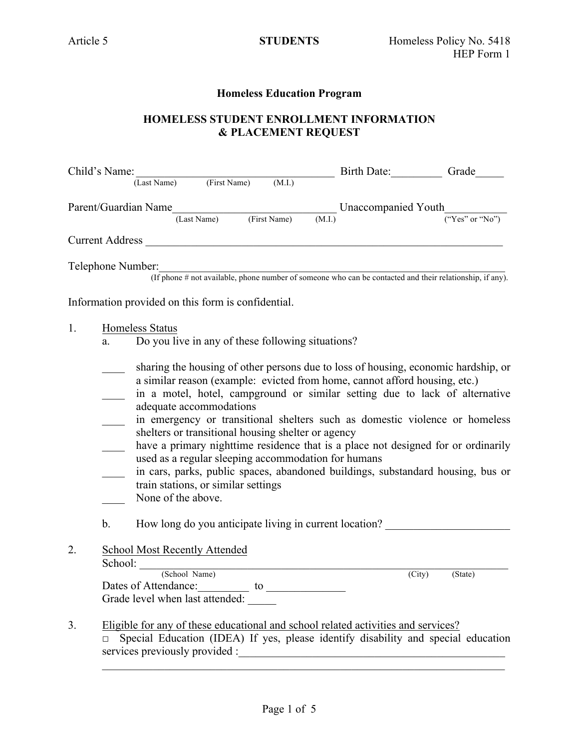Article 5 **STUDENTS** Homeless Policy No. 5418
HEP Form 1

## Homeless Education Program

## HOMELESS STUDENT ENROLLMENT INFORMATION & PLACEMENT REQUEST

Child's Name:___________________________________ Birth Date:_________ Grade_____
(Last Name) (First Name) (M.I.)

Parent/Guardian Name_____________________________ Unaccompanied Youth__________
(Last Name) (First Name) (M.I.) ("Yes" or "No")

Current Address ______________________________________________________________

Telephone Number:_____________________________________________________________
(If phone # not available, phone number of someone who can be contacted and their relationship, if any).

Information provided on this form is confidential.

1. Homeless Status
   a. Do you live in any of these following situations?

   ____ sharing the housing of other persons due to loss of housing, economic hardship, or a similar reason (example: evicted from home, cannot afford housing, etc.)
   ____ in a motel, hotel, campground or similar setting due to lack of alternative adequate accommodations
   ____ in emergency or transitional shelters such as domestic violence or homeless shelters or transitional housing shelter or agency
   ____ have a primary nighttime residence that is a place not designed for or ordinarily used as a regular sleeping accommodation for humans
   ____ in cars, parks, public spaces, abandoned buildings, substandard housing, bus or train stations, or similar settings
   ____ None of the above.

   b. How long do you anticipate living in current location? _____________________

2. School Most Recently Attended
   School: ____________________________________________________________
   (School Name) (City) (State)
   Dates of Attendance:_________ to ______________
   Grade level when last attended: _____

3. Eligible for any of these educational and school related activities and services?
   □ Special Education (IDEA) If yes, please identify disability and special education services previously provided :_________________________________________________
   ______________________________________________________________________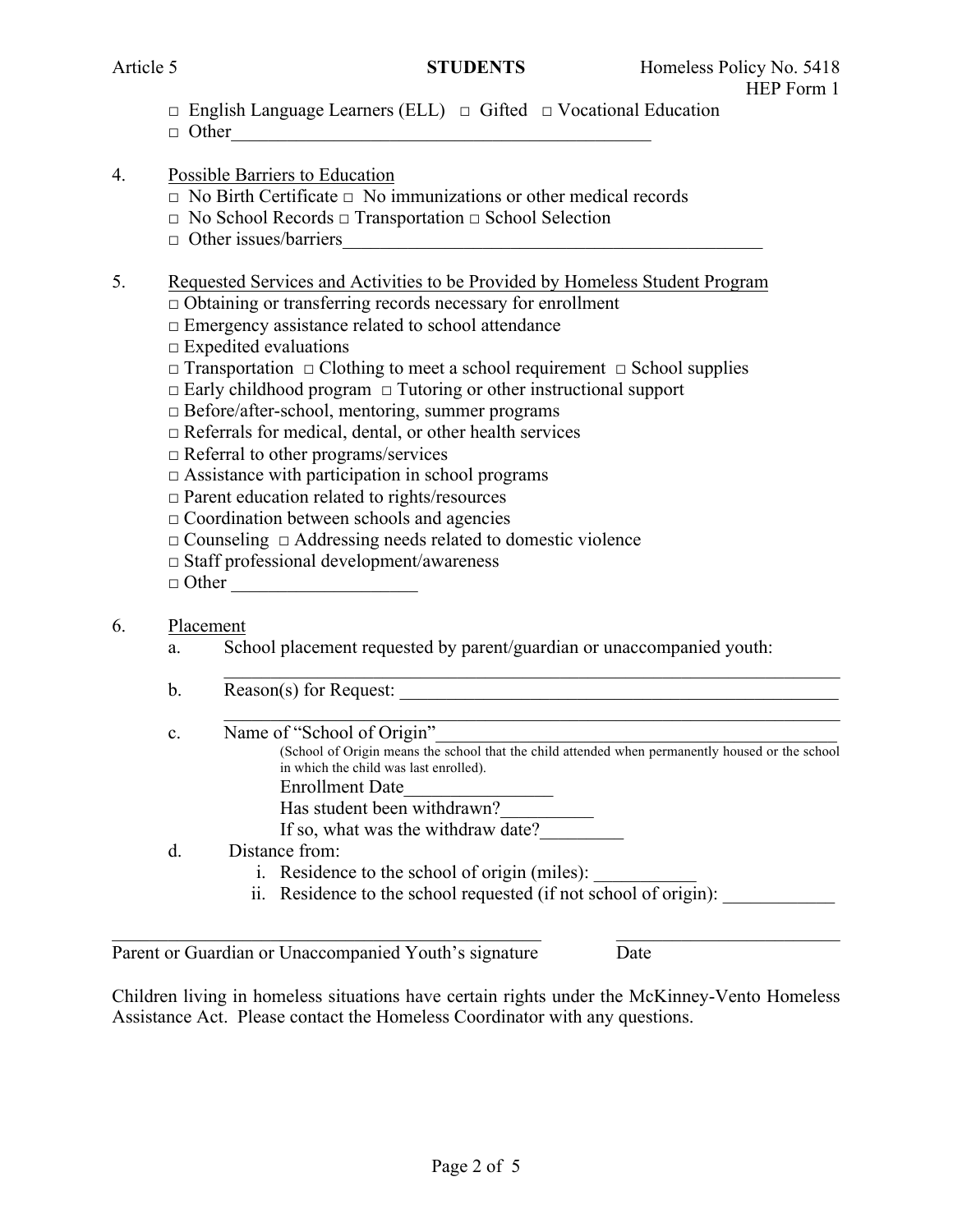□ English Language Learners (ELL) □ Gifted □ Vocational Education
□ Other_______________________________________________

4. Possible Barriers to Education
   □ No Birth Certificate □ No immunizations or other medical records
   □ No School Records □ Transportation □ School Selection
   □ Other issues/barriers_______________________________________________

5. Requested Services and Activities to be Provided by Homeless Student Program
   □ Obtaining or transferring records necessary for enrollment
   □ Emergency assistance related to school attendance
   □ Expedited evaluations
   □ Transportation □ Clothing to meet a school requirement □ School supplies
   □ Early childhood program □ Tutoring or other instructional support
   □ Before/after-school, mentoring, summer programs
   □ Referrals for medical, dental, or other health services
   □ Referral to other programs/services
   □ Assistance with participation in school programs
   □ Parent education related to rights/resources
   □ Coordination between schools and agencies
   □ Counseling □ Addressing needs related to domestic violence
   □ Staff professional development/awareness
   □ Other ____________________

6. Placement
   a. School placement requested by parent/guardian or unaccompanied youth:
      _______________________________________________________________
   b. Reason(s) for Request: _______________________________________________
      _______________________________________________________________
   c. Name of "School of Origin"____________________________________________
      (School of Origin means the school that the child attended when permanently housed or the school in which the child was last enrolled).
      Enrollment Date________________
      Has student been withdrawn?__________
      If so, what was the withdraw date?_________
   d. Distance from:
      i. Residence to the school of origin (miles): ___________
      ii. Residence to the school requested (if not school of origin): ____________

_______________________________________________ _________________________
Parent or Guardian or Unaccompanied Youth's signature Date

Children living in homeless situations have certain rights under the McKinney-Vento Homeless Assistance Act. Please contact the Homeless Coordinator with any questions.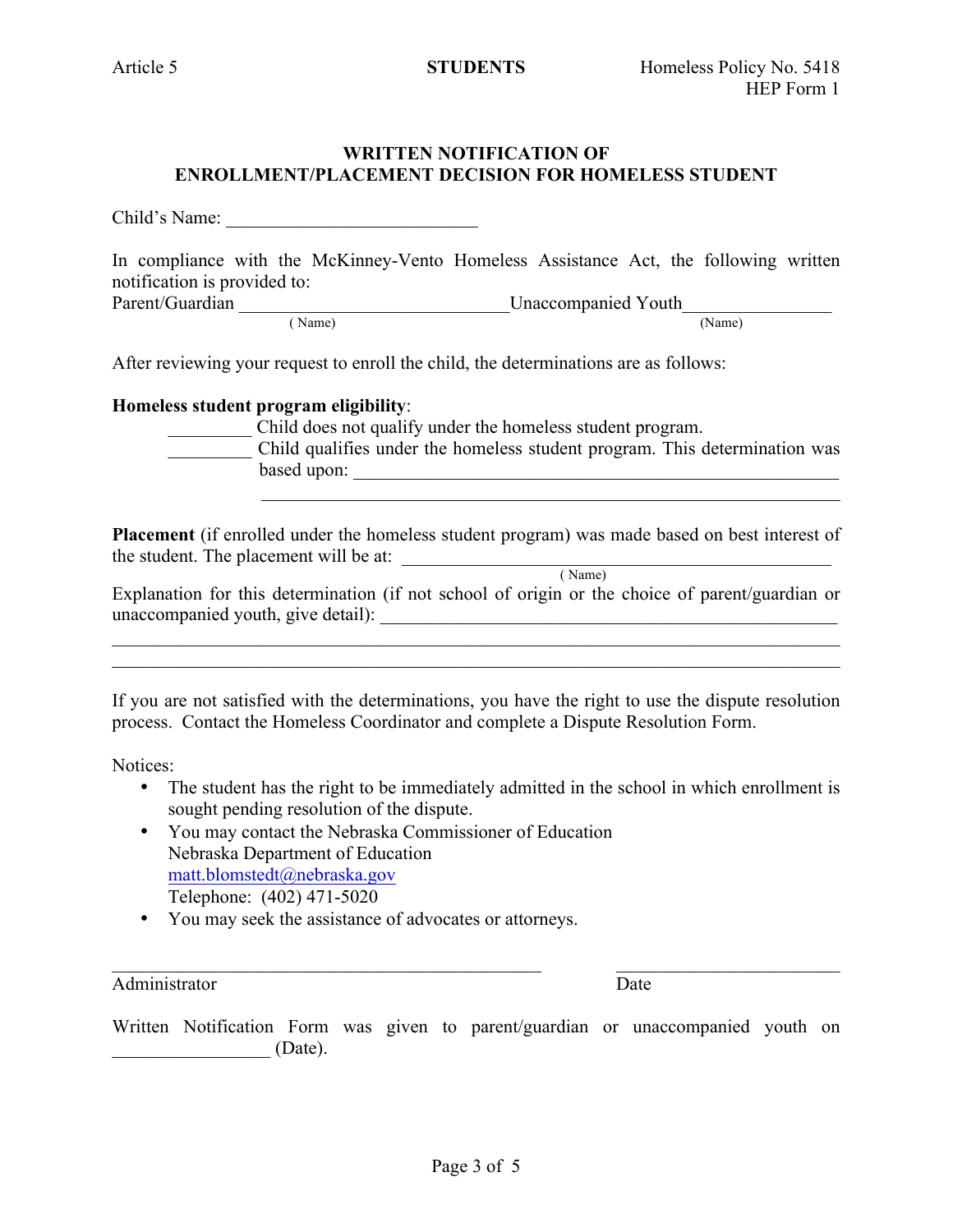Article 5 **STUDENTS** Homeless Policy No. 5418
HEP Form 1

## WRITTEN NOTIFICATION OF ENROLLMENT/PLACEMENT DECISION FOR HOMELESS STUDENT

Child's Name: ___________________________

In compliance with the McKinney-Vento Homeless Assistance Act, the following written notification is provided to:

Parent/Guardian _____________________________ Unaccompanied Youth________________
( Name) (Name)

After reviewing your request to enroll the child, the determinations are as follows:

**Homeless student program eligibility**:

_________ Child does not qualify under the homeless student program.

_________ Child qualifies under the homeless student program. This determination was based upon: _____________________________________________________
_____________________________________________________________

**Placement** (if enrolled under the homeless student program) was made based on best interest of the student. The placement will be at: ______________________________________________
( Name)

Explanation for this determination (if not school of origin or the choice of parent/guardian or unaccompanied youth, give detail): ___________________________________________________
_____________________________________________________________________________
_____________________________________________________________________________

If you are not satisfied with the determinations, you have the right to use the dispute resolution process. Contact the Homeless Coordinator and complete a Dispute Resolution Form.

Notices:

- The student has the right to be immediately admitted in the school in which enrollment is sought pending resolution of the dispute.
- You may contact the Nebraska Commissioner of Education
  Nebraska Department of Education
  matt.blomstedt@nebraska.gov
  Telephone: (402) 471-5020
- You may seek the assistance of advocates or attorneys.

_______________________________________________ ________________________
Administrator Date

Written Notification Form was given to parent/guardian or unaccompanied youth on _________________ (Date).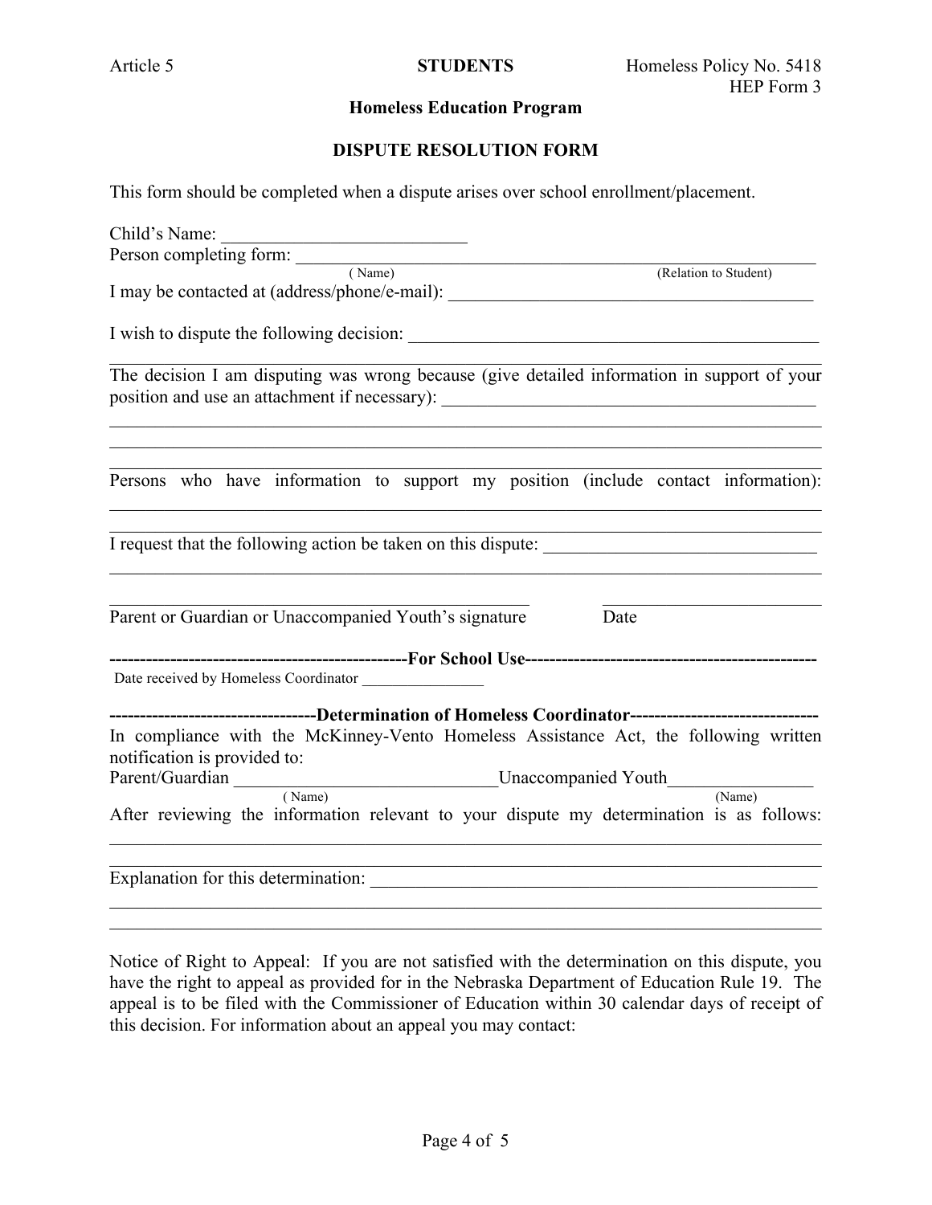Article 5 **STUDENTS** Homeless Policy No. 5418
HEP Form 3

**Homeless Education Program**

**DISPUTE RESOLUTION FORM**

This form should be completed when a dispute arises over school enrollment/placement.

Child's Name: ___________________________

Person completing form: ________________________________________________________
( Name) (Relation to Student)

I may be contacted at (address/phone/e-mail): ________________________________________

I wish to dispute the following decision: _____________________________________________
______________________________________________________________________________

The decision I am disputing was wrong because (give detailed information in support of your position and use an attachment if necessary): _________________________________________
______________________________________________________________________________
______________________________________________________________________________
______________________________________________________________________________

Persons who have information to support my position (include contact information):
______________________________________________________________________________
______________________________________________________________________________

I request that the following action be taken on this dispute: ______________________________
______________________________________________________________________________

______________________________________________ ________________________
Parent or Guardian or Unaccompanied Youth's signature Date

**-------------------------------------------------For School Use------------------------------------------------**

Date received by Homeless Coordinator ________________

**----------------------------------Determination of Homeless Coordinator-------------------------------**

In compliance with the McKinney-Vento Homeless Assistance Act, the following written notification is provided to:

Parent/Guardian _____________________________Unaccompanied Youth________________
( Name) (Name)

After reviewing the information relevant to your dispute my determination is as follows:
______________________________________________________________________________
______________________________________________________________________________

Explanation for this determination: __________________________________________________
______________________________________________________________________________
______________________________________________________________________________

Notice of Right to Appeal: If you are not satisfied with the determination on this dispute, you have the right to appeal as provided for in the Nebraska Department of Education Rule 19. The appeal is to be filed with the Commissioner of Education within 30 calendar days of receipt of this decision. For information about an appeal you may contact: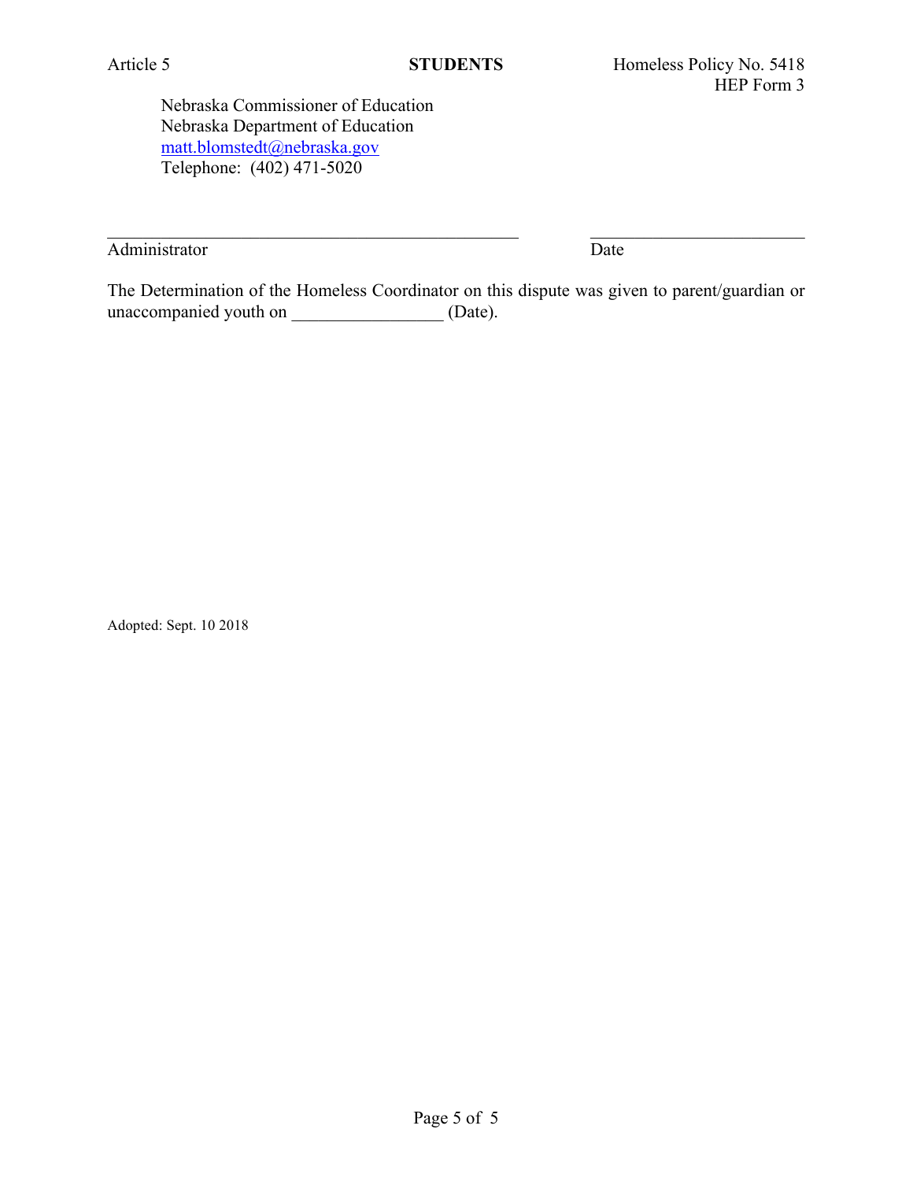Nebraska Commissioner of Education
Nebraska Department of Education
matt.blomstedt@nebraska.gov
Telephone: (402) 471-5020

\_\_\_\_\_\_\_\_\_\_\_\_\_\_\_\_\_\_\_\_\_\_\_\_\_\_\_\_\_\_\_\_\_\_\_\_\_\_\_\_\_\_\_\_ \_\_\_\_\_\_\_\_\_\_\_\_\_\_\_\_\_\_\_\_\_\_\_\_
Administrator Date

The Determination of the Homeless Coordinator on this dispute was given to parent/guardian or unaccompanied youth on \_\_\_\_\_\_\_\_\_\_\_\_\_\_\_\_\_ (Date).

Adopted: Sept. 10 2018